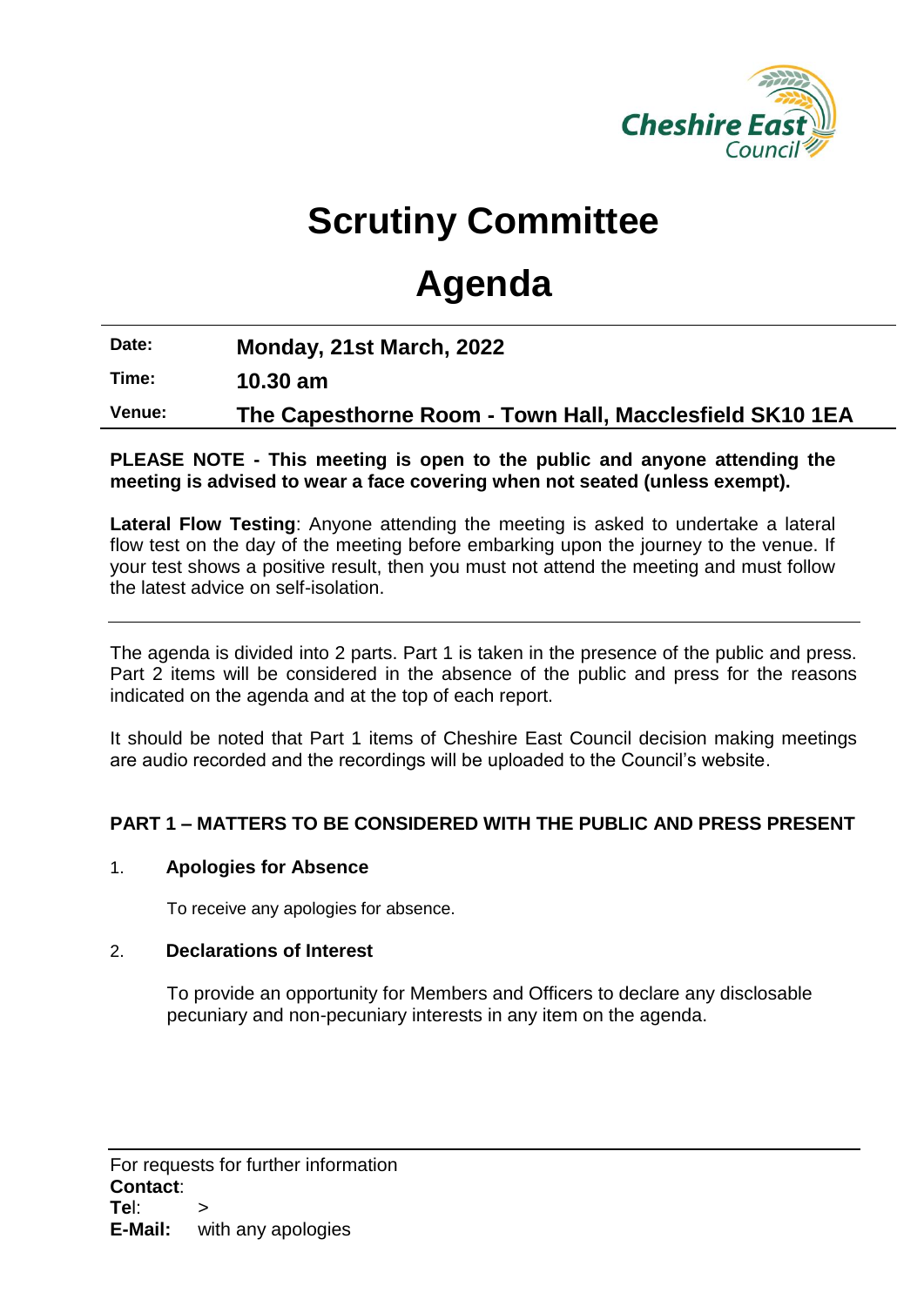Cheshire East Council

# Scrutiny Committee

# Agenda

**Date:** **Monday, 21st March, 2022**

**Time:** **10.30 am**

**Venue:** **The Capesthorne Room - Town Hall, Macclesfield SK10 1EA**

**PLEASE NOTE - This meeting is open to the public and anyone attending the meeting is advised to wear a face covering when not seated (unless exempt).**

**Lateral Flow Testing**: Anyone attending the meeting is asked to undertake a lateral flow test on the day of the meeting before embarking upon the journey to the venue. If your test shows a positive result, then you must not attend the meeting and must follow the latest advice on self-isolation.

---

The agenda is divided into 2 parts. Part 1 is taken in the presence of the public and press. Part 2 items will be considered in the absence of the public and press for the reasons indicated on the agenda and at the top of each report.

It should be noted that Part 1 items of Cheshire East Council decision making meetings are audio recorded and the recordings will be uploaded to the Council's website.

**PART 1 – MATTERS TO BE CONSIDERED WITH THE PUBLIC AND PRESS PRESENT**

1. **Apologies for Absence**

   To receive any apologies for absence.

2. **Declarations of Interest**

   To provide an opportunity for Members and Officers to declare any disclosable pecuniary and non-pecuniary interests in any item on the agenda.

---

For requests for further information
**Contact**:
**Tel**: >
**E-Mail:** with any apologies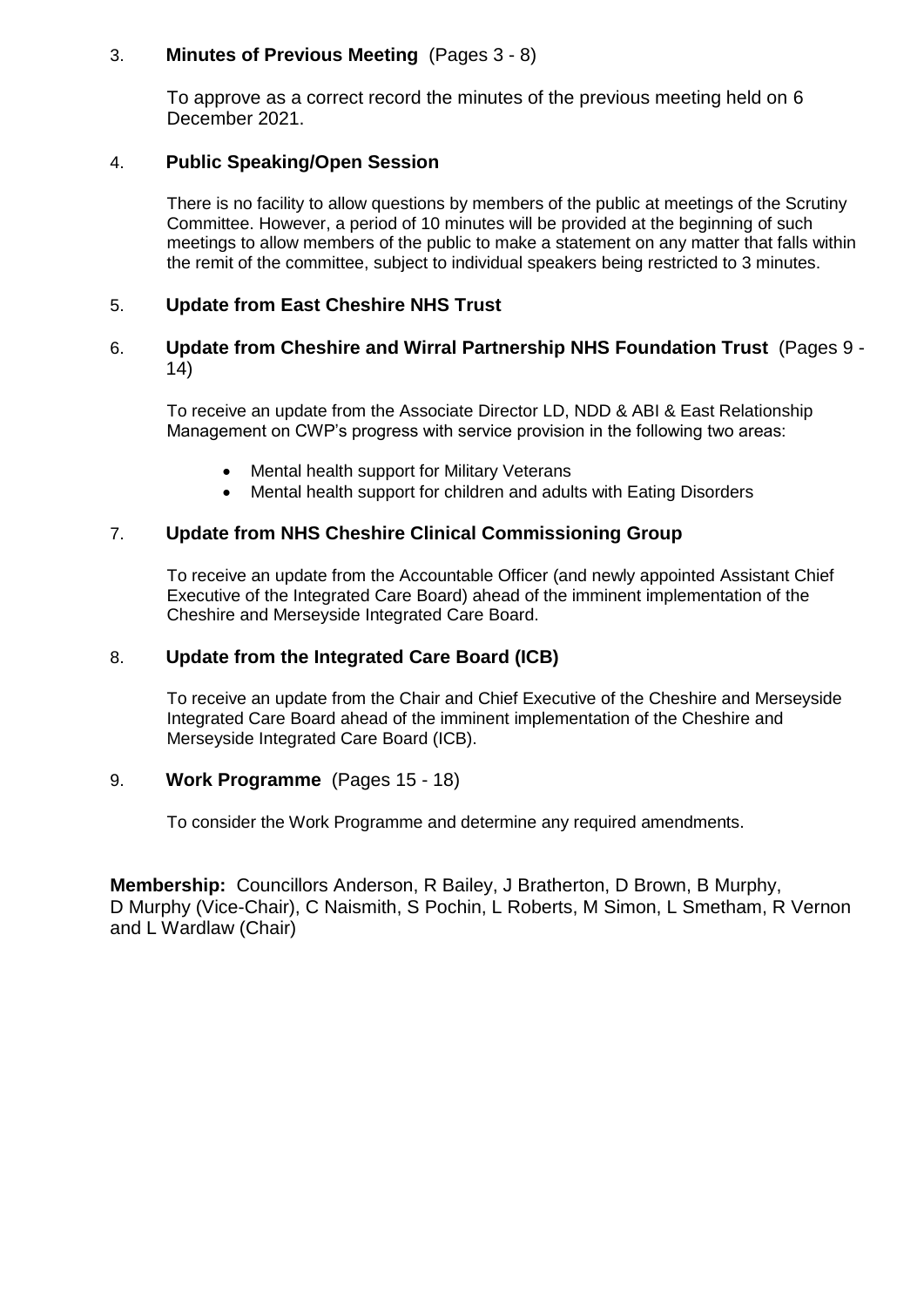3. **Minutes of Previous Meeting** (Pages 3 - 8)

   To approve as a correct record the minutes of the previous meeting held on 6 December 2021.

4. **Public Speaking/Open Session**

   There is no facility to allow questions by members of the public at meetings of the Scrutiny Committee. However, a period of 10 minutes will be provided at the beginning of such meetings to allow members of the public to make a statement on any matter that falls within the remit of the committee, subject to individual speakers being restricted to 3 minutes.

5. **Update from East Cheshire NHS Trust**

6. **Update from Cheshire and Wirral Partnership NHS Foundation Trust** (Pages 9 - 14)

   To receive an update from the Associate Director LD, NDD & ABI & East Relationship Management on CWP's progress with service provision in the following two areas:

   - Mental health support for Military Veterans
   - Mental health support for children and adults with Eating Disorders

7. **Update from NHS Cheshire Clinical Commissioning Group**

   To receive an update from the Accountable Officer (and newly appointed Assistant Chief Executive of the Integrated Care Board) ahead of the imminent implementation of the Cheshire and Merseyside Integrated Care Board.

8. **Update from the Integrated Care Board (ICB)**

   To receive an update from the Chair and Chief Executive of the Cheshire and Merseyside Integrated Care Board ahead of the imminent implementation of the Cheshire and Merseyside Integrated Care Board (ICB).

9. **Work Programme** (Pages 15 - 18)

   To consider the Work Programme and determine any required amendments.

**Membership:** Councillors Anderson, R Bailey, J Bratherton, D Brown, B Murphy, D Murphy (Vice-Chair), C Naismith, S Pochin, L Roberts, M Simon, L Smetham, R Vernon and L Wardlaw (Chair)